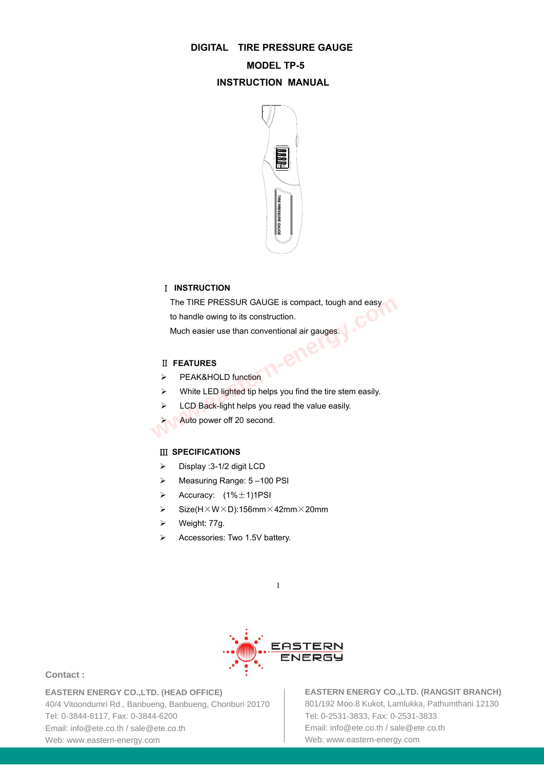# DIGITAL TIRE PRESSURE GAUGE

## MODEL TP-5

## INSTRUCTION MANUAL

### Ⅰ INSTRUCTION

The TIRE PRESSUR GAUGE is compact, tough and easy to handle owing to its construction.
Much easier use than conventional air gauges.

### Ⅱ FEATURES

- PEAK&HOLD function
- White LED lighted tip helps you find the tire stem easily.
- LCD Back-light helps you read the value easily.
- Auto power off 20 second.

### Ⅲ SPECIFICATIONS

- Display :3-1/2 digit LCD
- Measuring Range: 5 –100 PSI
- Accuracy: (1%±1)1PSI
- Size(H×W×D):156mm×42mm×20mm
- Weight: 77g.
- Accessories: Two 1.5V battery.

EASTERN ENERGY

**Contact :**

**EASTERN ENERGY CO.,LTD. (HEAD OFFICE)**
40/4 Vitoondumri Rd., Banbueng, Banbueng, Chonburi 20170
Tel: 0-3844-6117, Fax: 0-3844-6200
Email: info@ete.co.th / sale@ete.co.th
Web: www.eastern-energy.com

**EASTERN ENERGY CO.,LTD. (RANGSIT BRANCH)**
801/192 Moo.8 Kukot, Lamlukka, Pathumthani 12130
Tel: 0-2531-3833, Fax: 0-2531-3833
Email: info@ete.co.th / sale@ete.co.th
Web: www.eastern-energy.com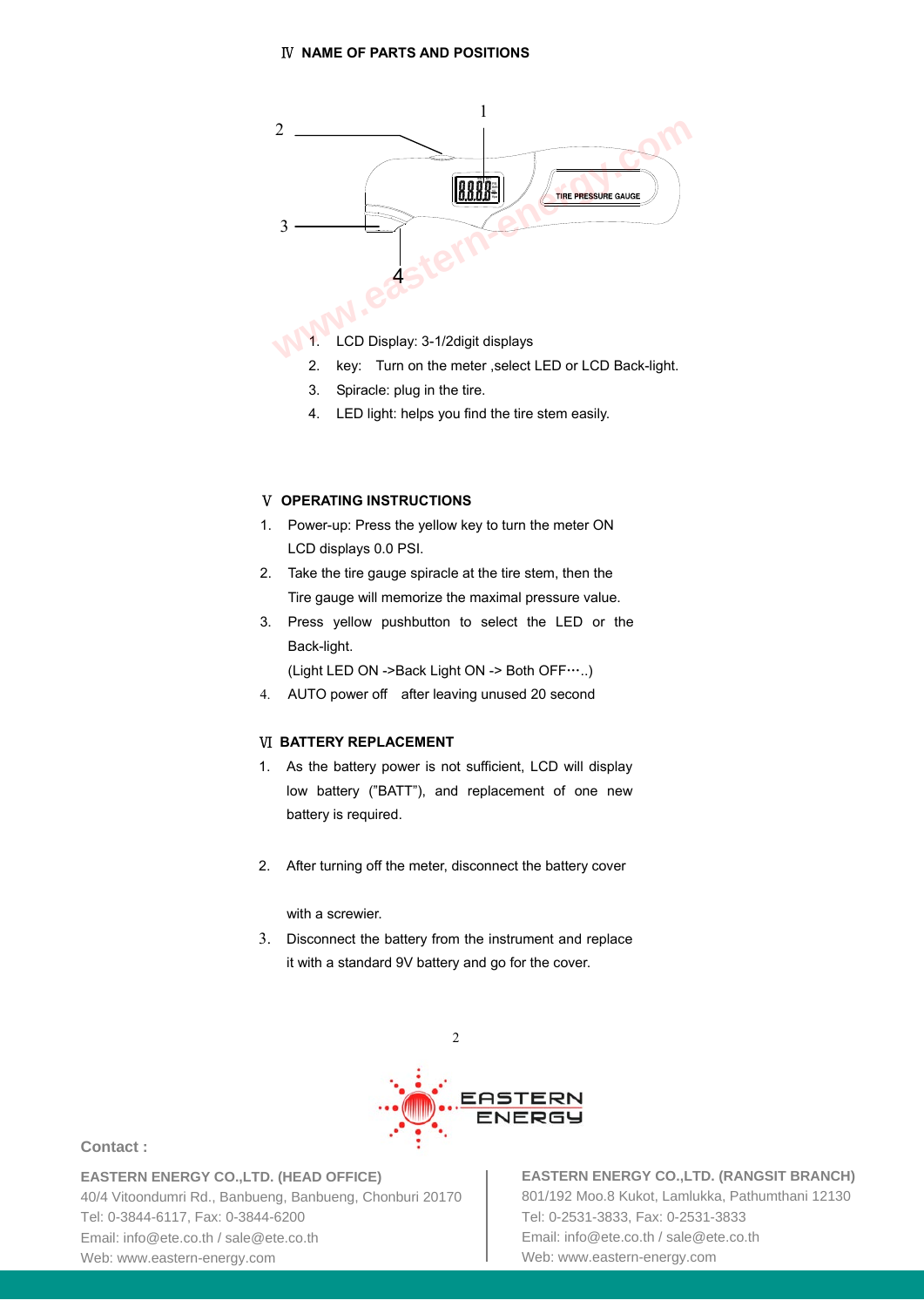## Ⅳ NAME OF PARTS AND POSITIONS

1. LCD Display: 3-1/2digit displays
2. key: Turn on the meter ,select LED or LCD Back-light.
3. Spiracle: plug in the tire.
4. LED light: helps you find the tire stem easily.

## Ⅴ OPERATING INSTRUCTIONS

1. Power-up: Press the yellow key to turn the meter ON LCD displays 0.0 PSI.
2. Take the tire gauge spiracle at the tire stem, then the Tire gauge will memorize the maximal pressure value.
3. Press yellow pushbutton to select the LED or the Back-light.
   (Light LED ON ->Back Light ON -> Both OFF…..)
4. AUTO power off after leaving unused 20 second

## Ⅵ BATTERY REPLACEMENT

1. As the battery power is not sufficient, LCD will display low battery ("BATT"), and replacement of one new battery is required.
2. After turning off the meter, disconnect the battery cover with a screwier.
3. Disconnect the battery from the instrument and replace it with a standard 9V battery and go for the cover.

EASTERN ENERGY

**Contact :**

**EASTERN ENERGY CO.,LTD. (HEAD OFFICE)**
40/4 Vitoondumri Rd., Banbueng, Banbueng, Chonburi 20170
Tel: 0-3844-6117, Fax: 0-3844-6200
Email: info@ete.co.th / sale@ete.co.th
Web: www.eastern-energy.com

**EASTERN ENERGY CO.,LTD. (RANGSIT BRANCH)**
801/192 Moo.8 Kukot, Lamlukka, Pathumthani 12130
Tel: 0-2531-3833, Fax: 0-2531-3833
Email: info@ete.co.th / sale@ete.co.th
Web: www.eastern-energy.com